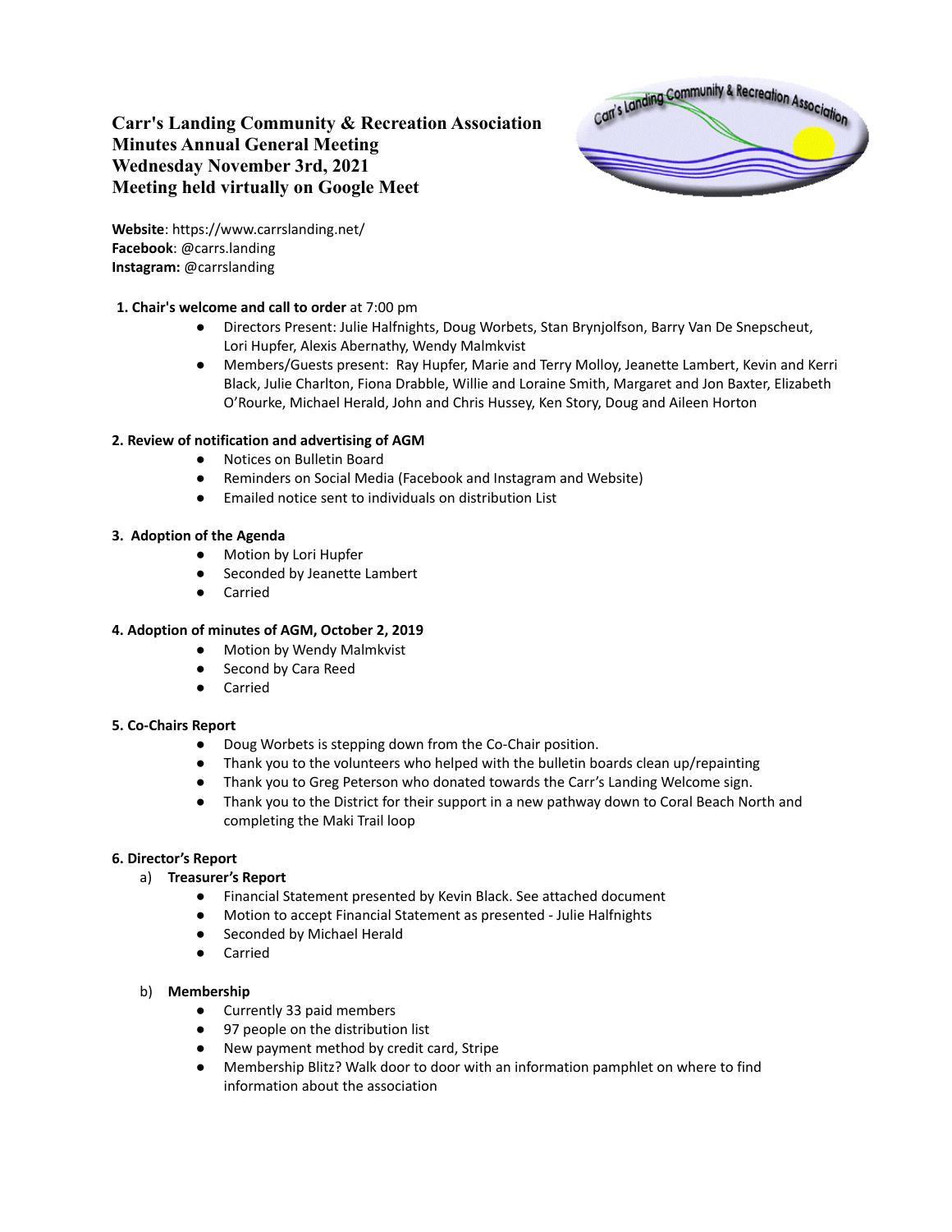# Carr's Landing Community & Recreation Association
## Minutes Annual General Meeting
## Wednesday November 3rd, 2021
## Meeting held virtually on Google Meet

**Website**: https://www.carrslanding.net/
**Facebook**: @carrs.landing
**Instagram:** @carrslanding

**1. Chair's welcome and call to order** at 7:00 pm

- Directors Present: Julie Halfnights, Doug Worbets, Stan Brynjolfson, Barry Van De Snepscheut, Lori Hupfer, Alexis Abernathy, Wendy Malmkvist
- Members/Guests present: Ray Hupfer, Marie and Terry Molloy, Jeanette Lambert, Kevin and Kerri Black, Julie Charlton, Fiona Drabble, Willie and Loraine Smith, Margaret and Jon Baxter, Elizabeth O'Rourke, Michael Herald, John and Chris Hussey, Ken Story, Doug and Aileen Horton

**2. Review of notification and advertising of AGM**

- Notices on Bulletin Board
- Reminders on Social Media (Facebook and Instagram and Website)
- Emailed notice sent to individuals on distribution List

**3. Adoption of the Agenda**

- Motion by Lori Hupfer
- Seconded by Jeanette Lambert
- Carried

**4. Adoption of minutes of AGM, October 2, 2019**

- Motion by Wendy Malmkvist
- Second by Cara Reed
- Carried

**5. Co-Chairs Report**

- Doug Worbets is stepping down from the Co-Chair position.
- Thank you to the volunteers who helped with the bulletin boards clean up/repainting
- Thank you to Greg Peterson who donated towards the Carr's Landing Welcome sign.
- Thank you to the District for their support in a new pathway down to Coral Beach North and completing the Maki Trail loop

**6. Director's Report**

a) **Treasurer's Report**

- Financial Statement presented by Kevin Black. See attached document
- Motion to accept Financial Statement as presented - Julie Halfnights
- Seconded by Michael Herald
- Carried

b) **Membership**

- Currently 33 paid members
- 97 people on the distribution list
- New payment method by credit card, Stripe
- Membership Blitz? Walk door to door with an information pamphlet on where to find information about the association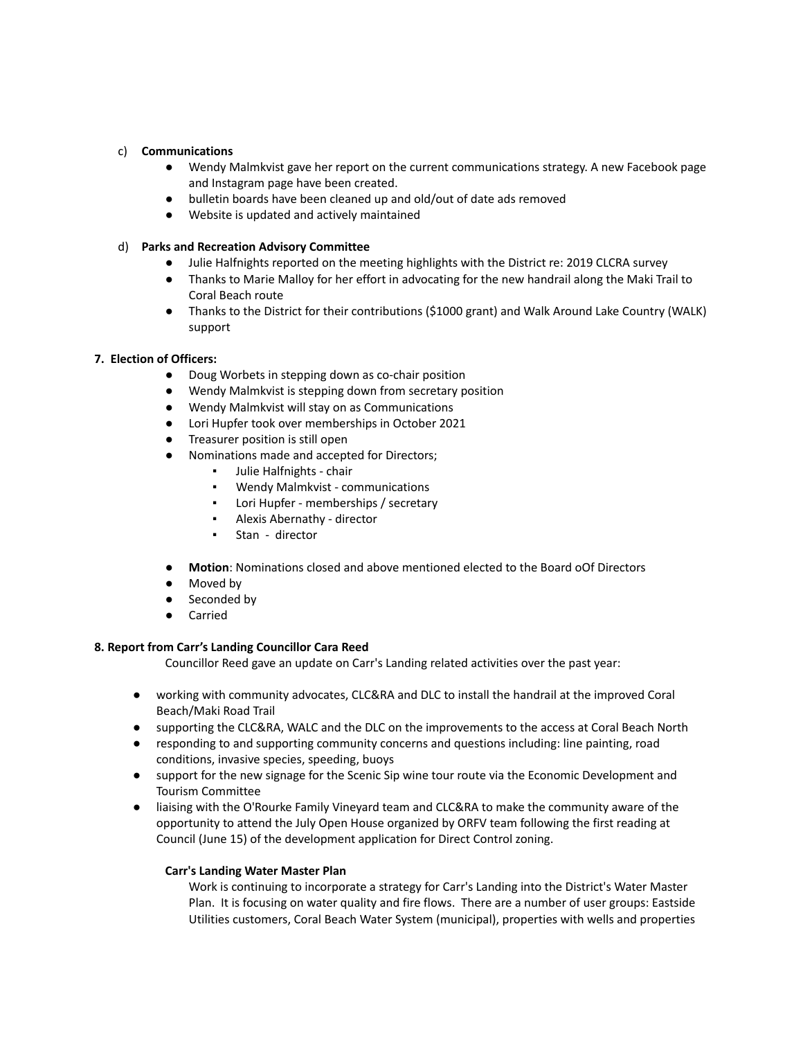c) **Communications**

- Wendy Malmkvist gave her report on the current communications strategy. A new Facebook page and Instagram page have been created.
- bulletin boards have been cleaned up and old/out of date ads removed
- Website is updated and actively maintained

d) **Parks and Recreation Advisory Committee**

- Julie Halfnights reported on the meeting highlights with the District re: 2019 CLCRA survey
- Thanks to Marie Malloy for her effort in advocating for the new handrail along the Maki Trail to Coral Beach route
- Thanks to the District for their contributions ($1000 grant) and Walk Around Lake Country (WALK) support

**7. Election of Officers:**

- Doug Worbets in stepping down as co-chair position
- Wendy Malmkvist is stepping down from secretary position
- Wendy Malmkvist will stay on as Communications
- Lori Hupfer took over memberships in October 2021
- Treasurer position is still open
- Nominations made and accepted for Directors;
  - Julie Halfnights - chair
  - Wendy Malmkvist - communications
  - Lori Hupfer - memberships / secretary
  - Alexis Abernathy - director
  - Stan - director
- **Motion**: Nominations closed and above mentioned elected to the Board oOf Directors
- Moved by
- Seconded by
- Carried

**8. Report from Carr's Landing Councillor Cara Reed**

Councillor Reed gave an update on Carr's Landing related activities over the past year:

- working with community advocates, CLC&RA and DLC to install the handrail at the improved Coral Beach/Maki Road Trail
- supporting the CLC&RA, WALC and the DLC on the improvements to the access at Coral Beach North
- responding to and supporting community concerns and questions including: line painting, road conditions, invasive species, speeding, buoys
- support for the new signage for the Scenic Sip wine tour route via the Economic Development and Tourism Committee
- liaising with the O'Rourke Family Vineyard team and CLC&RA to make the community aware of the opportunity to attend the July Open House organized by ORFV team following the first reading at Council (June 15) of the development application for Direct Control zoning.

**Carr's Landing Water Master Plan**

Work is continuing to incorporate a strategy for Carr's Landing into the District's Water Master Plan. It is focusing on water quality and fire flows. There are a number of user groups: Eastside Utilities customers, Coral Beach Water System (municipal), properties with wells and properties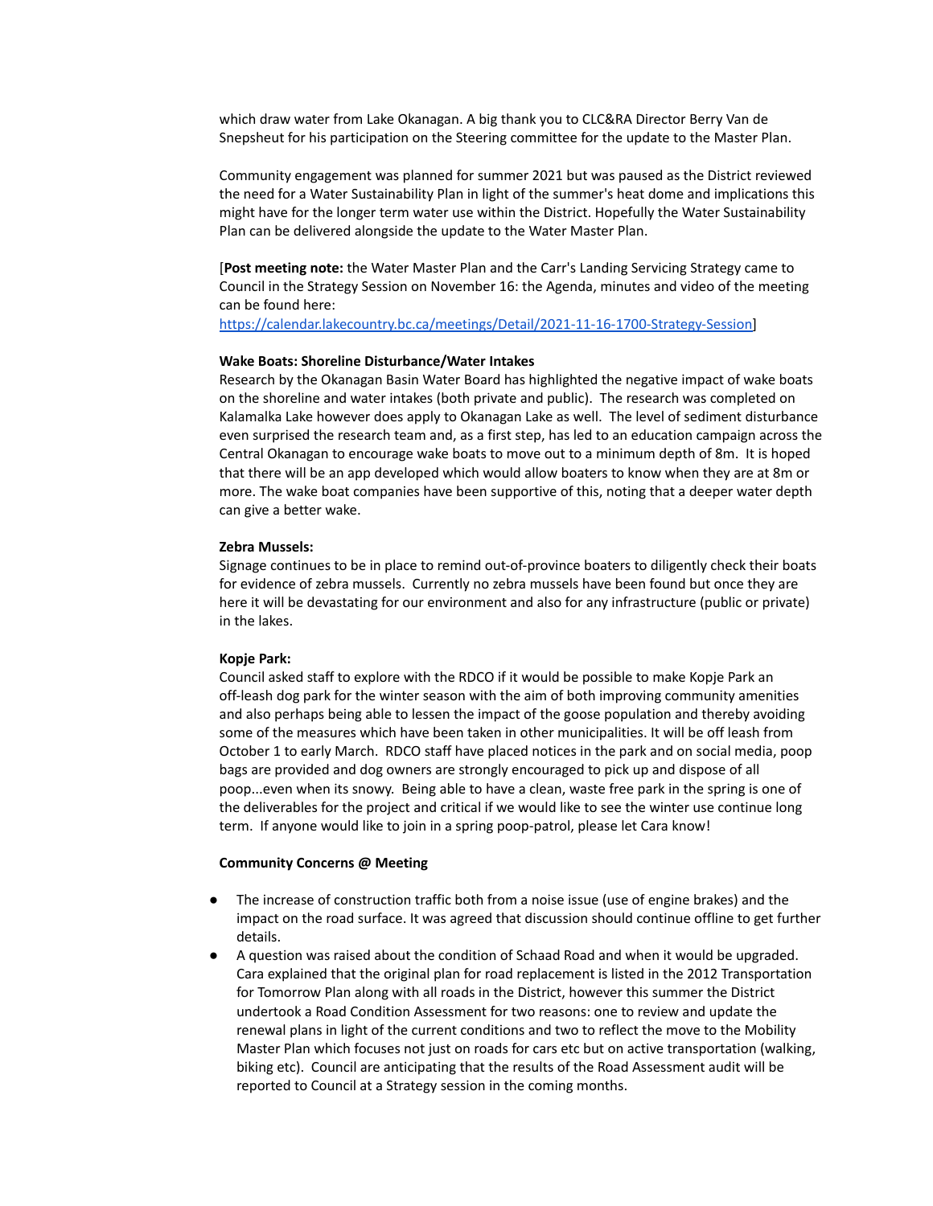which draw water from Lake Okanagan. A big thank you to CLC&RA Director Berry Van de Snepsheut for his participation on the Steering committee for the update to the Master Plan.

Community engagement was planned for summer 2021 but was paused as the District reviewed the need for a Water Sustainability Plan in light of the summer's heat dome and implications this might have for the longer term water use within the District. Hopefully the Water Sustainability Plan can be delivered alongside the update to the Water Master Plan.

[**Post meeting note:** the Water Master Plan and the Carr's Landing Servicing Strategy came to Council in the Strategy Session on November 16: the Agenda, minutes and video of the meeting can be found here: https://calendar.lakecountry.bc.ca/meetings/Detail/2021-11-16-1700-Strategy-Session]

**Wake Boats: Shoreline Disturbance/Water Intakes**

Research by the Okanagan Basin Water Board has highlighted the negative impact of wake boats on the shoreline and water intakes (both private and public). The research was completed on Kalamalka Lake however does apply to Okanagan Lake as well. The level of sediment disturbance even surprised the research team and, as a first step, has led to an education campaign across the Central Okanagan to encourage wake boats to move out to a minimum depth of 8m. It is hoped that there will be an app developed which would allow boaters to know when they are at 8m or more. The wake boat companies have been supportive of this, noting that a deeper water depth can give a better wake.

**Zebra Mussels:**

Signage continues to be in place to remind out-of-province boaters to diligently check their boats for evidence of zebra mussels. Currently no zebra mussels have been found but once they are here it will be devastating for our environment and also for any infrastructure (public or private) in the lakes.

**Kopje Park:**

Council asked staff to explore with the RDCO if it would be possible to make Kopje Park an off-leash dog park for the winter season with the aim of both improving community amenities and also perhaps being able to lessen the impact of the goose population and thereby avoiding some of the measures which have been taken in other municipalities. It will be off leash from October 1 to early March. RDCO staff have placed notices in the park and on social media, poop bags are provided and dog owners are strongly encouraged to pick up and dispose of all poop...even when its snowy. Being able to have a clean, waste free park in the spring is one of the deliverables for the project and critical if we would like to see the winter use continue long term. If anyone would like to join in a spring poop-patrol, please let Cara know!

**Community Concerns @ Meeting**

- The increase of construction traffic both from a noise issue (use of engine brakes) and the impact on the road surface. It was agreed that discussion should continue offline to get further details.
- A question was raised about the condition of Schaad Road and when it would be upgraded. Cara explained that the original plan for road replacement is listed in the 2012 Transportation for Tomorrow Plan along with all roads in the District, however this summer the District undertook a Road Condition Assessment for two reasons: one to review and update the renewal plans in light of the current conditions and two to reflect the move to the Mobility Master Plan which focuses not just on roads for cars etc but on active transportation (walking, biking etc). Council are anticipating that the results of the Road Assessment audit will be reported to Council at a Strategy session in the coming months.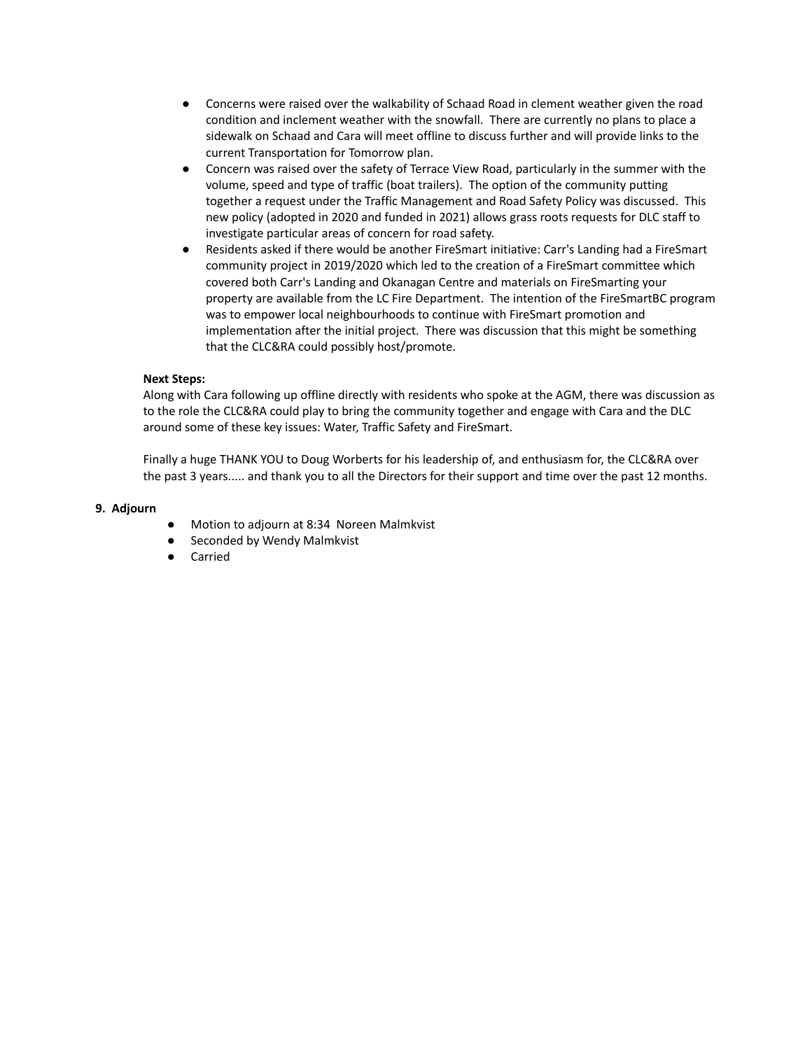- Concerns were raised over the walkability of Schaad Road in clement weather given the road condition and inclement weather with the snowfall. There are currently no plans to place a sidewalk on Schaad and Cara will meet offline to discuss further and will provide links to the current Transportation for Tomorrow plan.
- Concern was raised over the safety of Terrace View Road, particularly in the summer with the volume, speed and type of traffic (boat trailers). The option of the community putting together a request under the Traffic Management and Road Safety Policy was discussed. This new policy (adopted in 2020 and funded in 2021) allows grass roots requests for DLC staff to investigate particular areas of concern for road safety.
- Residents asked if there would be another FireSmart initiative: Carr's Landing had a FireSmart community project in 2019/2020 which led to the creation of a FireSmart committee which covered both Carr's Landing and Okanagan Centre and materials on FireSmarting your property are available from the LC Fire Department. The intention of the FireSmartBC program was to empower local neighbourhoods to continue with FireSmart promotion and implementation after the initial project. There was discussion that this might be something that the CLC&RA could possibly host/promote.

**Next Steps:**
Along with Cara following up offline directly with residents who spoke at the AGM, there was discussion as to the role the CLC&RA could play to bring the community together and engage with Cara and the DLC around some of these key issues: Water, Traffic Safety and FireSmart.

Finally a huge THANK YOU to Doug Worberts for his leadership of, and enthusiasm for, the CLC&RA over the past 3 years..... and thank you to all the Directors for their support and time over the past 12 months.

**9. Adjourn**

- Motion to adjourn at 8:34 Noreen Malmkvist
- Seconded by Wendy Malmkvist
- Carried